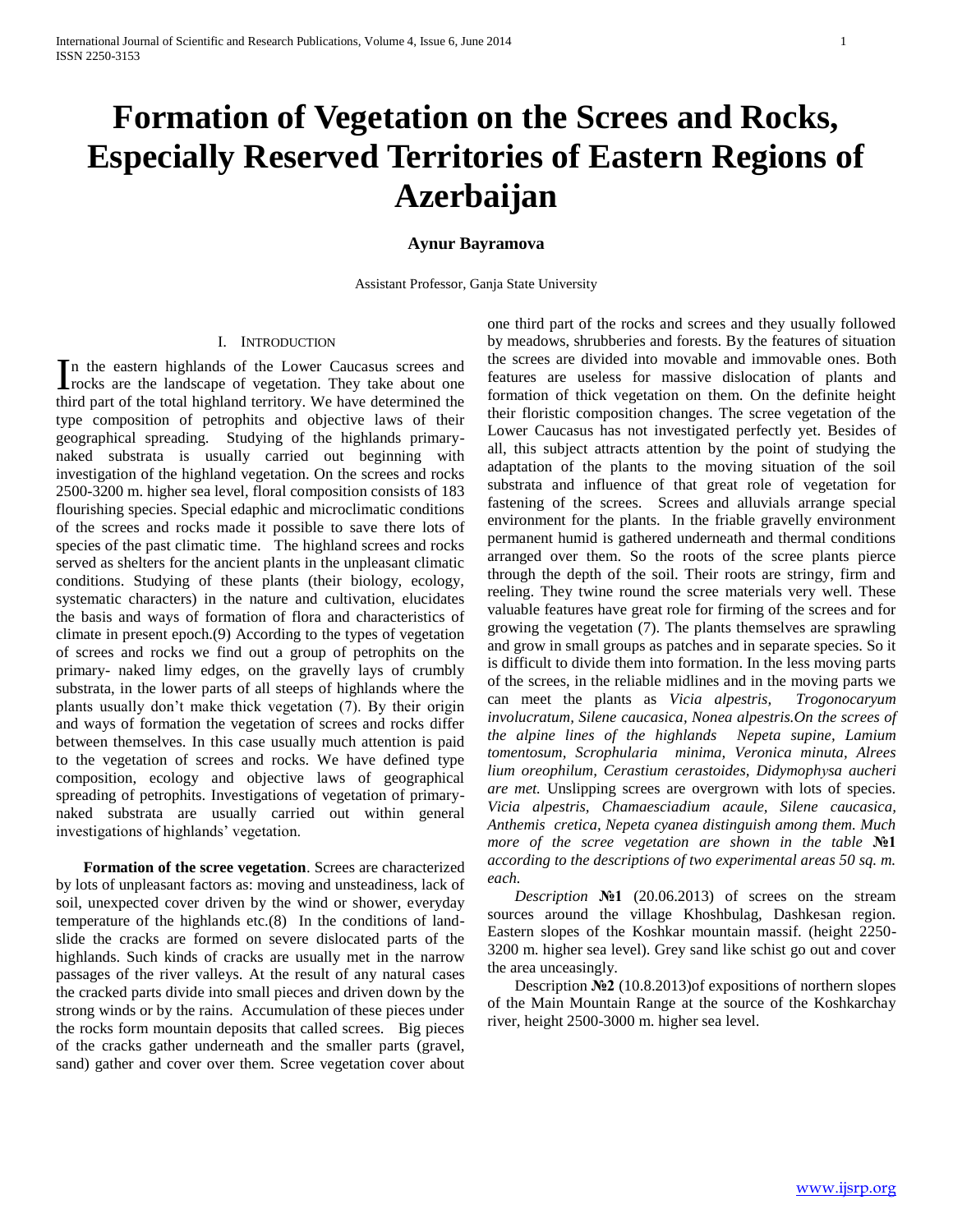# Formation of Vegetation on the Screes and Rocks, Especially Reserved Territories of Eastern Regions of Azerbaijan

**Aynur Bayramova**

Assistant Professor, Ganja State University

## I. Introduction

In the eastern highlands of the Lower Caucasus screes and rocks are the landscape of vegetation. They take about one third part of the total highland territory. We have determined the type composition of petrophits and objective laws of their geographical spreading. Studying of the highlands primary-naked substrata is usually carried out beginning with investigation of the highland vegetation. On the screes and rocks 2500-3200 m. higher sea level, floral composition consists of 183 flourishing species. Special edaphic and microclimatic conditions of the screes and rocks made it possible to save there lots of species of the past climatic time. The highland screes and rocks served as shelters for the ancient plants in the unpleasant climatic conditions. Studying of these plants (their biology, ecology, systematic characters) in the nature and cultivation, elucidates the basis and ways of formation of flora and characteristics of climate in present epoch.(9) According to the types of vegetation of screes and rocks we find out a group of petrophits on the primary- naked limy edges, on the gravelly lays of crumbly substrata, in the lower parts of all steeps of highlands where the plants usually don't make thick vegetation (7). By their origin and ways of formation the vegetation of screes and rocks differ between themselves. In this case usually much attention is paid to the vegetation of screes and rocks. We have defined type composition, ecology and objective laws of geographical spreading of petrophits. Investigations of vegetation of primary-naked substrata are usually carried out within general investigations of highlands' vegetation.

**Formation of the scree vegetation**. Screes are characterized by lots of unpleasant factors as: moving and unsteadiness, lack of soil, unexpected cover driven by the wind or shower, everyday temperature of the highlands etc.(8) In the conditions of land-slide the cracks are formed on severe dislocated parts of the highlands. Such kinds of cracks are usually met in the narrow passages of the river valleys. At the result of any natural cases the cracked parts divide into small pieces and driven down by the strong winds or by the rains. Accumulation of these pieces under the rocks form mountain deposits that called screes. Big pieces of the cracks gather underneath and the smaller parts (gravel, sand) gather and cover over them. Scree vegetation cover about one third part of the rocks and screes and they usually followed by meadows, shrubberies and forests. By the features of situation the screes are divided into movable and immovable ones. Both features are useless for massive dislocation of plants and formation of thick vegetation on them. On the definite height their floristic composition changes. The scree vegetation of the Lower Caucasus has not investigated perfectly yet. Besides of all, this subject attracts attention by the point of studying the adaptation of the plants to the moving situation of the soil substrata and influence of that great role of vegetation for fastening of the screes. Screes and alluvials arrange special environment for the plants. In the friable gravelly environment permanent humid is gathered underneath and thermal conditions arranged over them. So the roots of the scree plants pierce through the depth of the soil. Their roots are stringy, firm and reeling. They twine round the scree materials very well. These valuable features have great role for firming of the screes and for growing the vegetation (7). The plants themselves are sprawling and grow in small groups as patches and in separate species. So it is difficult to divide them into formation. In the less moving parts of the screes, in the reliable midlines and in the moving parts we can meet the plants as *Vicia alpestris, Trogonocaryum involucratum, Silene caucasica, Nonea alpestris.On the screes of the alpine lines of the highlands Nepeta supine, Lamium tomentosum, Scrophularia minima, Veronica minuta, Alrees lium oreophilum, Cerastium cerastoides, Didymophysa aucheri are met.* Unslipping screes are overgrown with lots of species. *Vicia alpestris, Chamaesciadium acaule, Silene caucasica, Anthemis cretica, Nepeta cyanea distinguish among them. Much more of the scree vegetation are shown in the table* **№1** *according to the descriptions of two experimental areas 50 sq. m. each.*

*Description* **№1** (20.06.2013) of screes on the stream sources around the village Khoshbulag, Dashkesan region. Eastern slopes of the Koshkar mountain massif. (height 2250-3200 m. higher sea level). Grey sand like schist go out and cover the area unceasingly.

Description **№2** (10.8.2013)of expositions of northern slopes of the Main Mountain Range at the source of the Koshkarchay river, height 2500-3000 m. higher sea level.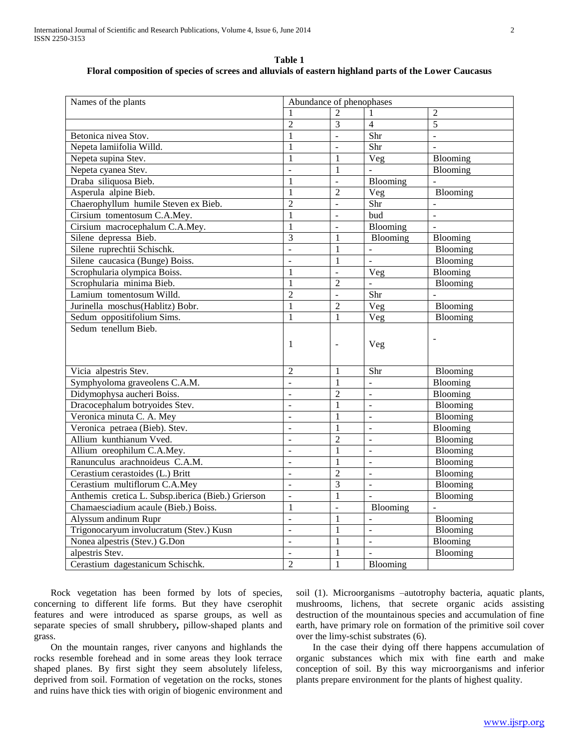**Table 1**
**Floral composition of species of screes and alluvials of eastern highland parts of the Lower Caucasus**

| Names of the plants | Abundance of phenophases | | | |
|---|---|---|---|---|
| | 1 | 2 | 1 | 2 |
| | 2 | 3 | 4 | 5 |
| Betonica nivea Stov. | 1 | - | Shr | - |
| Nepeta lamiifolia Willd. | 1 | - | Shr | - |
| Nepeta supina Stev. | 1 | 1 | Veg | Blooming |
| Nepeta cyanea Stev. | - | 1 | - | Blooming |
| Draba siliquosa Bieb. | 1 | - | Blooming | - |
| Asperula alpine Bieb. | 1 | 2 | Veg | Blooming |
| Chaerophyllum humile Steven ex Bieb. | 2 | - | Shr | - |
| Cirsium tomentosum C.A.Mey. | 1 | - | bud | - |
| Cirsium macrocephalum C.A.Mey. | 1 | - | Blooming | - |
| Silene depressa Bieb. | 3 | 1 | Blooming | Blooming |
| Silene ruprechtii Schischk. | - | 1 | - | Blooming |
| Silene caucasica (Bunge) Boiss. | - | 1 | - | Blooming |
| Scrophularia olympica Boiss. | 1 | - | Veg | Blooming |
| Scrophularia minima Bieb. | 1 | 2 | - | Blooming |
| Lamium tomentosum Willd. | 2 | - | Shr | - |
| Jurinella moschus(Hablitz) Bobr. | 1 | 2 | Veg | Blooming |
| Sedum oppositifolium Sims. | 1 | 1 | Veg | Blooming |
| Sedum tenellum Bieb. | 1 | - | Veg | - |
| Vicia alpestris Stev. | 2 | 1 | Shr | Blooming |
| Symphyoloma graveolens C.A.M. | - | 1 | - | Blooming |
| Didymophysa aucheri Boiss. | - | 2 | - | Blooming |
| Dracocephalum botryoides Stev. | - | 1 | - | Blooming |
| Veronica minuta C. A. Mey | - | 1 | - | Blooming |
| Veronica petraea (Bieb). Stev. | - | 1 | - | Blooming |
| Allium kunthianum Vved. | - | 2 | - | Blooming |
| Allium oreophilum C.A.Mey. | - | 1 | - | Blooming |
| Ranunculus arachnoideus C.A.M. | - | 1 | - | Blooming |
| Cerastium cerastoides (L.) Britt | - | 2 | - | Blooming |
| Cerastium multiflorum C.A.Mey | - | 3 | - | Blooming |
| Anthemis cretica L. Subsp.iberica (Bieb.) Grierson | - | 1 | - | Blooming |
| Chamaesciadium acaule (Bieb.) Boiss. | 1 | - | Blooming | - |
| Alyssum andinum Rupr | - | 1 | - | Blooming |
| Trigonocaryum involucratum (Stev.) Kusn | - | 1 | - | Blooming |
| Nonea alpestris (Stev.) G.Don | - | 1 | - | Blooming |
| alpestris Stev. | - | 1 | - | Blooming |
| Cerastium dagestanicum Schischk. | 2 | 1 | Blooming | |

Rock vegetation has been formed by lots of species, concerning to different life forms. But they have cserophit features and were introduced as sparse groups, as well as separate species of small shrubbery**,** pillow-shaped plants and grass.

On the mountain ranges, river canyons and highlands the rocks resemble forehead and in some areas they look terrace shaped planes. By first sight they seem absolutely lifeless, deprived from soil. Formation of vegetation on the rocks, stones and ruins have thick ties with origin of biogenic environment and soil (1). Microorganisms –autotrophy bacteria, aquatic plants, mushrooms, lichens, that secrete organic acids assisting destruction of the mountainous species and accumulation of fine earth, have primary role on formation of the primitive soil cover over the limy-schist substrates (6).

In the case their dying off there happens accumulation of organic substances which mix with fine earth and make conception of soil. By this way microorganisms and inferior plants prepare environment for the plants of highest quality.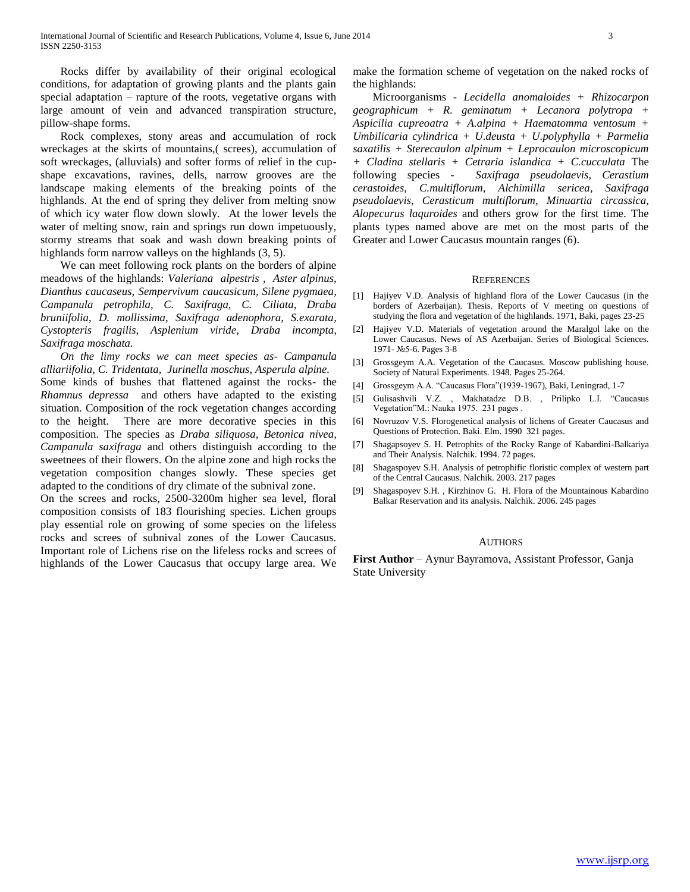Rocks differ by availability of their original ecological conditions, for adaptation of growing plants and the plants gain special adaptation – rapture of the roots, vegetative organs with large amount of vein and advanced transpiration structure, pillow-shape forms.

Rock complexes, stony areas and accumulation of rock wreckages at the skirts of mountains,( screes), accumulation of soft wreckages, (alluvials) and softer forms of relief in the cup-shape excavations, ravines, dells, narrow grooves are the landscape making elements of the breaking points of the highlands. At the end of spring they deliver from melting snow of which icy water flow down slowly. At the lower levels the water of melting snow, rain and springs run down impetuously, stormy streams that soak and wash down breaking points of highlands form narrow valleys on the highlands (3, 5).

We can meet following rock plants on the borders of alpine meadows of the highlands: *Valeriana alpestris , Aster alpinus, Dianthus caucaseus, Sempervivum caucasicum, Silene pygmaea, Campanula petrophila, C. Saxifraga, C. Ciliata, Draba bruniifolia, D. mollissima, Saxifraga adenophora, S.exarata, Cystopteris fragilis, Asplenium viride, Draba incompta, Saxifraga moschata.*

*On the limy rocks we can meet species as- Campanula alliariifolia, C. Tridentata, Jurinella moschus, Asperula alpine.* Some kinds of bushes that flattened against the rocks- the *Rhamnus depressa* and others have adapted to the existing situation. Composition of the rock vegetation changes according to the height. There are more decorative species in this composition. The species as *Draba siliquosa, Betonica nivea, Campanula saxifraga* and others distinguish according to the sweetnees of their flowers. On the alpine zone and high rocks the vegetation composition changes slowly. These species get adapted to the conditions of dry climate of the subnival zone.

On the screes and rocks, 2500-3200m higher sea level, floral composition consists of 183 flourishing species. Lichen groups play essential role on growing of some species on the lifeless rocks and screes of subnival zones of the Lower Caucasus. Important role of Lichens rise on the lifeless rocks and screes of highlands of the Lower Caucasus that occupy large area. We make the formation scheme of vegetation on the naked rocks of the highlands:

Microorganisms - *Lecidella anomaloides + Rhizocarpon geographicum + R. geminatum + Lecanora polytropa + Aspicilia cupreoatra + A.alpina + Haematomma ventosum + Umbilicaria cylindrica + U.deusta + U.polyphylla + Parmelia saxatilis + Sterecaulon alpinum + Leprocaulon microscopicum + Cladina stellaris + Cetraria islandica + C.cucculata* The following species - *Saxifraga pseudolaevis, Cerastium cerastoides, C.multiflorum, Alchimilla sericea, Saxifraga pseudolaevis, Cerasticum multiflorum, Minuartia circassica, Alopecurus laquroides* and others grow for the first time. The plants types named above are met on the most parts of the Greater and Lower Caucasus mountain ranges (6).

## References

[1] Hajiyev V.D. Analysis of highland flora of the Lower Caucasus (in the borders of Azerbaijan). Thesis. Reports of V meeting on questions of studying the flora and vegetation of the highlands. 1971, Baki, pages 23-25

[2] Hajiyev V.D. Materials of vegetation around the Maralgol lake on the Lower Caucasus. News of AS Azerbaijan. Series of Biological Sciences. 1971- №5-6. Pages 3-8

[3] Grossgeym A.A. Vegetation of the Caucasus. Moscow publishing house. Society of Natural Experiments. 1948. Pages 25-264.

[4] Grossgeym A.A. "Caucasus Flora"(1939-1967), Baki, Leningrad, 1-7

[5] Gulisashvili V.Z. , Makhatadze D.B. , Prilipko L.I. "Caucasus Vegetation"M.: Nauka 1975. 231 pages .

[6] Novruzov V.S. Florogenetical analysis of lichens of Greater Caucasus and Questions of Protection. Baki. Elm. 1990 321 pages.

[7] Shagapsoyev S. H. Petrophits of the Rocky Range of Kabardini-Balkariya and Their Analysis. Nalchik. 1994. 72 pages.

[8] Shagaspoyev S.H. Analysis of petrophific floristic complex of western part of the Central Caucasus. Nalchik. 2003. 217 pages

[9] Shagaspoyev S.H. , Kirzhinov G. H. Flora of the Mountainous Kabardino Balkar Reservation and its analysis. Nalchik. 2006. 245 pages

## Authors

**First Author** – Aynur Bayramova, Assistant Professor, Ganja State University